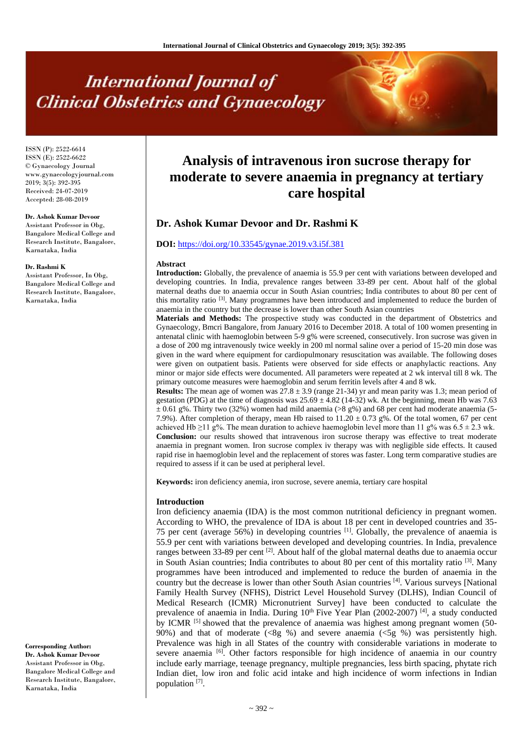# Analysis of intravenous iron sucrose therapy for moderate to severe anaemia in pregnancy at tertiary care hospital

ISSN (P): 2522-6614
ISSN (E): 2522-6622
© Gynaecology Journal
www.gynaecologyjournal.com
2019; 3(5): 392-395
Received: 24-07-2019
Accepted: 28-08-2019

**Dr. Ashok Kumar Devoor**
Assistant Professor in Obg, Bangalore Medical College and Research Institute, Bangalore, Karnataka, India

**Dr. Rashmi K**
Assistant Professor, In Obg, Bangalore Medical College and Research Institute, Bangalore, Karnataka, India

**Corresponding Author:**
**Dr. Ashok Kumar Devoor**
Assistant Professor in Obg, Bangalore Medical College and Research Institute, Bangalore, Karnataka, India

## Dr. Ashok Kumar Devoor and Dr. Rashmi K

**DOI:** https://doi.org/10.33545/gynae.2019.v3.i5f.381

### Abstract

**Introduction:** Globally, the prevalence of anaemia is 55.9 per cent with variations between developed and developing countries. In India, prevalence ranges between 33-89 per cent. About half of the global maternal deaths due to anaemia occur in South Asian countries; India contributes to about 80 per cent of this mortality ratio [3]. Many programmes have been introduced and implemented to reduce the burden of anaemia in the country but the decrease is lower than other South Asian countries

**Materials and Methods:** The prospective study was conducted in the department of Obstetrics and Gynaecology, Bmcri Bangalore, from January 2016 to December 2018. A total of 100 women presenting in antenatal clinic with haemoglobin between 5-9 g% were screened, consecutively. Iron sucrose was given in a dose of 200 mg intravenously twice weekly in 200 ml normal saline over a period of 15-20 min dose was given in the ward where equipment for cardiopulmonary resuscitation was available. The following doses were given on outpatient basis. Patients were observed for side effects or anaphylactic reactions. Any minor or major side effects were documented. All parameters were repeated at 2 wk interval till 8 wk. The primary outcome measures were haemoglobin and serum ferritin levels after 4 and 8 wk.

**Results:** The mean age of women was 27.8 ± 3.9 (range 21-34) yr and mean parity was 1.3; mean period of gestation (PDG) at the time of diagnosis was 25.69 ± 4.82 (14-32) wk. At the beginning, mean Hb was 7.63 ± 0.61 g%. Thirty two (32%) women had mild anaemia (>8 g%) and 68 per cent had moderate anaemia (5-7.9%). After completion of therapy, mean Hb raised to 11.20 ± 0.73 g%. Of the total women, 67 per cent achieved Hb ≥11 g%. The mean duration to achieve haemoglobin level more than 11 g% was 6.5 ± 2.3 wk.

**Conclusion:** our results showed that intravenous iron sucrose therapy was effective to treat moderate anaemia in pregnant women. Iron sucrose complex iv therapy was with negligible side effects. It caused rapid rise in haemoglobin level and the replacement of stores was faster. Long term comparative studies are required to assess if it can be used at peripheral level.

**Keywords:** iron deficiency anemia, iron sucrose, severe anemia, tertiary care hospital

### Introduction

Iron deficiency anaemia (IDA) is the most common nutritional deficiency in pregnant women. According to WHO, the prevalence of IDA is about 18 per cent in developed countries and 35-75 per cent (average 56%) in developing countries [1]. Globally, the prevalence of anaemia is 55.9 per cent with variations between developed and developing countries. In India, prevalence ranges between 33-89 per cent [2]. About half of the global maternal deaths due to anaemia occur in South Asian countries; India contributes to about 80 per cent of this mortality ratio [3]. Many programmes have been introduced and implemented to reduce the burden of anaemia in the country but the decrease is lower than other South Asian countries [4]. Various surveys [National Family Health Survey (NFHS), District Level Household Survey (DLHS), Indian Council of Medical Research (ICMR) Micronutrient Survey] have been conducted to calculate the prevalence of anaemia in India. During 10th Five Year Plan (2002-2007) [4], a study conducted by ICMR [5] showed that the prevalence of anaemia was highest among pregnant women (50-90%) and that of moderate (<8g %) and severe anaemia (<5g %) was persistently high. Prevalence was high in all States of the country with considerable variations in moderate to severe anaemia [6]. Other factors responsible for high incidence of anaemia in our country include early marriage, teenage pregnancy, multiple pregnancies, less birth spacing, phytate rich Indian diet, low iron and folic acid intake and high incidence of worm infections in Indian population [7].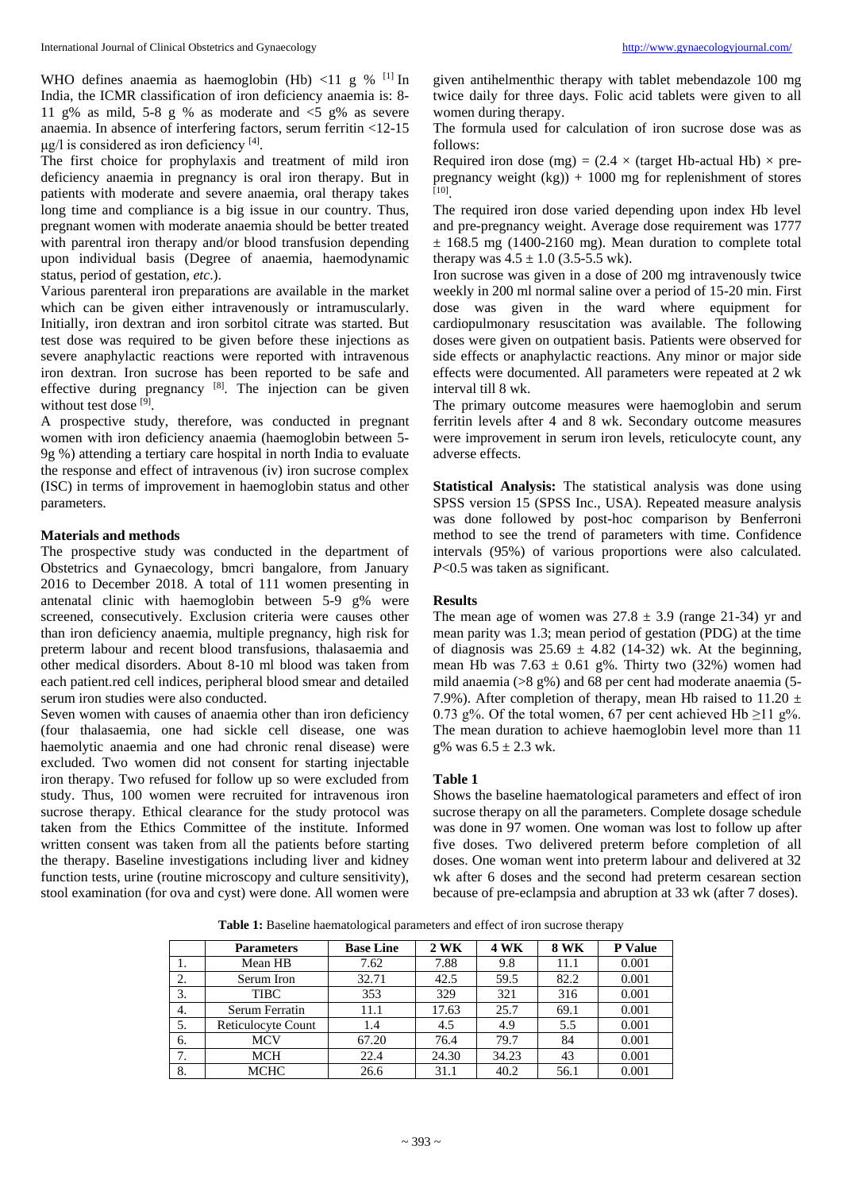WHO defines anaemia as haemoglobin (Hb) <11 g % [1] In India, the ICMR classification of iron deficiency anaemia is: 8-11 g% as mild, 5-8 g % as moderate and <5 g% as severe anaemia. In absence of interfering factors, serum ferritin <12-15 μg/l is considered as iron deficiency [4].

The first choice for prophylaxis and treatment of mild iron deficiency anaemia in pregnancy is oral iron therapy. But in patients with moderate and severe anaemia, oral therapy takes long time and compliance is a big issue in our country. Thus, pregnant women with moderate anaemia should be better treated with parentral iron therapy and/or blood transfusion depending upon individual basis (Degree of anaemia, haemodynamic status, period of gestation, *etc*.).

Various parenteral iron preparations are available in the market which can be given either intravenously or intramuscularly. Initially, iron dextran and iron sorbitol citrate was started. But test dose was required to be given before these injections as severe anaphylactic reactions were reported with intravenous iron dextran. Iron sucrose has been reported to be safe and effective during pregnancy [8]. The injection can be given without test dose [9].

A prospective study, therefore, was conducted in pregnant women with iron deficiency anaemia (haemoglobin between 5-9g %) attending a tertiary care hospital in north India to evaluate the response and effect of intravenous (iv) iron sucrose complex (ISC) in terms of improvement in haemoglobin status and other parameters.

## Materials and methods

The prospective study was conducted in the department of Obstetrics and Gynaecology, bmcri bangalore, from January 2016 to December 2018. A total of 111 women presenting in antenatal clinic with haemoglobin between 5-9 g% were screened, consecutively. Exclusion criteria were causes other than iron deficiency anaemia, multiple pregnancy, high risk for preterm labour and recent blood transfusions, thalasaemia and other medical disorders. About 8-10 ml blood was taken from each patient.red cell indices, peripheral blood smear and detailed serum iron studies were also conducted.

Seven women with causes of anaemia other than iron deficiency (four thalasaemia, one had sickle cell disease, one was haemolytic anaemia and one had chronic renal disease) were excluded. Two women did not consent for starting injectable iron therapy. Two refused for follow up so were excluded from study. Thus, 100 women were recruited for intravenous iron sucrose therapy. Ethical clearance for the study protocol was taken from the Ethics Committee of the institute. Informed written consent was taken from all the patients before starting the therapy. Baseline investigations including liver and kidney function tests, urine (routine microscopy and culture sensitivity), stool examination (for ova and cyst) were done. All women were given antihelmenthic therapy with tablet mebendazole 100 mg twice daily for three days. Folic acid tablets were given to all women during therapy.

The formula used for calculation of iron sucrose dose was as follows:

Required iron dose (mg) = $(2.4 \times (\text{target Hb-actual Hb}) \times$ pre-pregnancy weight (kg)) + 1000 mg for replenishment of stores [10].

The required iron dose varied depending upon index Hb level and pre-pregnancy weight. Average dose requirement was 1777 ± 168.5 mg (1400-2160 mg). Mean duration to complete total therapy was 4.5 ± 1.0 (3.5-5.5 wk).

Iron sucrose was given in a dose of 200 mg intravenously twice weekly in 200 ml normal saline over a period of 15-20 min. First dose was given in the ward where equipment for cardiopulmonary resuscitation was available. The following doses were given on outpatient basis. Patients were observed for side effects or anaphylactic reactions. Any minor or major side effects were documented. All parameters were repeated at 2 wk interval till 8 wk.

The primary outcome measures were haemoglobin and serum ferritin levels after 4 and 8 wk. Secondary outcome measures were improvement in serum iron levels, reticulocyte count, any adverse effects.

**Statistical Analysis:** The statistical analysis was done using SPSS version 15 (SPSS Inc., USA). Repeated measure analysis was done followed by post-hoc comparison by Benferroni method to see the trend of parameters with time. Confidence intervals (95%) of various proportions were also calculated. *P*<0.5 was taken as significant.

## Results

The mean age of women was 27.8 ± 3.9 (range 21-34) yr and mean parity was 1.3; mean period of gestation (PDG) at the time of diagnosis was 25.69 ± 4.82 (14-32) wk. At the beginning, mean Hb was 7.63 ± 0.61 g%. Thirty two (32%) women had mild anaemia (>8 g%) and 68 per cent had moderate anaemia (5-7.9%). After completion of therapy, mean Hb raised to 11.20 ± 0.73 g%. Of the total women, 67 per cent achieved Hb ≥11 g%. The mean duration to achieve haemoglobin level more than 11 g% was 6.5 ± 2.3 wk.

### Table 1

Shows the baseline haematological parameters and effect of iron sucrose therapy on all the parameters. Complete dosage schedule was done in 97 women. One woman was lost to follow up after five doses. Two delivered preterm before completion of all doses. One woman went into preterm labour and delivered at 32 wk after 6 doses and the second had preterm cesarean section because of pre-eclampsia and abruption at 33 wk (after 7 doses).

**Table 1:** Baseline haematological parameters and effect of iron sucrose therapy

| | Parameters | Base Line | 2 WK | 4 WK | 8 WK | P Value |
|---|---|---|---|---|---|---|
| 1. | Mean HB | 7.62 | 7.88 | 9.8 | 11.1 | 0.001 |
| 2. | Serum Iron | 32.71 | 42.5 | 59.5 | 82.2 | 0.001 |
| 3. | TIBC | 353 | 329 | 321 | 316 | 0.001 |
| 4. | Serum Ferratin | 11.1 | 17.63 | 25.7 | 69.1 | 0.001 |
| 5. | Reticulocyte Count | 1.4 | 4.5 | 4.9 | 5.5 | 0.001 |
| 6. | MCV | 67.20 | 76.4 | 79.7 | 84 | 0.001 |
| 7. | MCH | 22.4 | 24.30 | 34.23 | 43 | 0.001 |
| 8. | MCHC | 26.6 | 31.1 | 40.2 | 56.1 | 0.001 |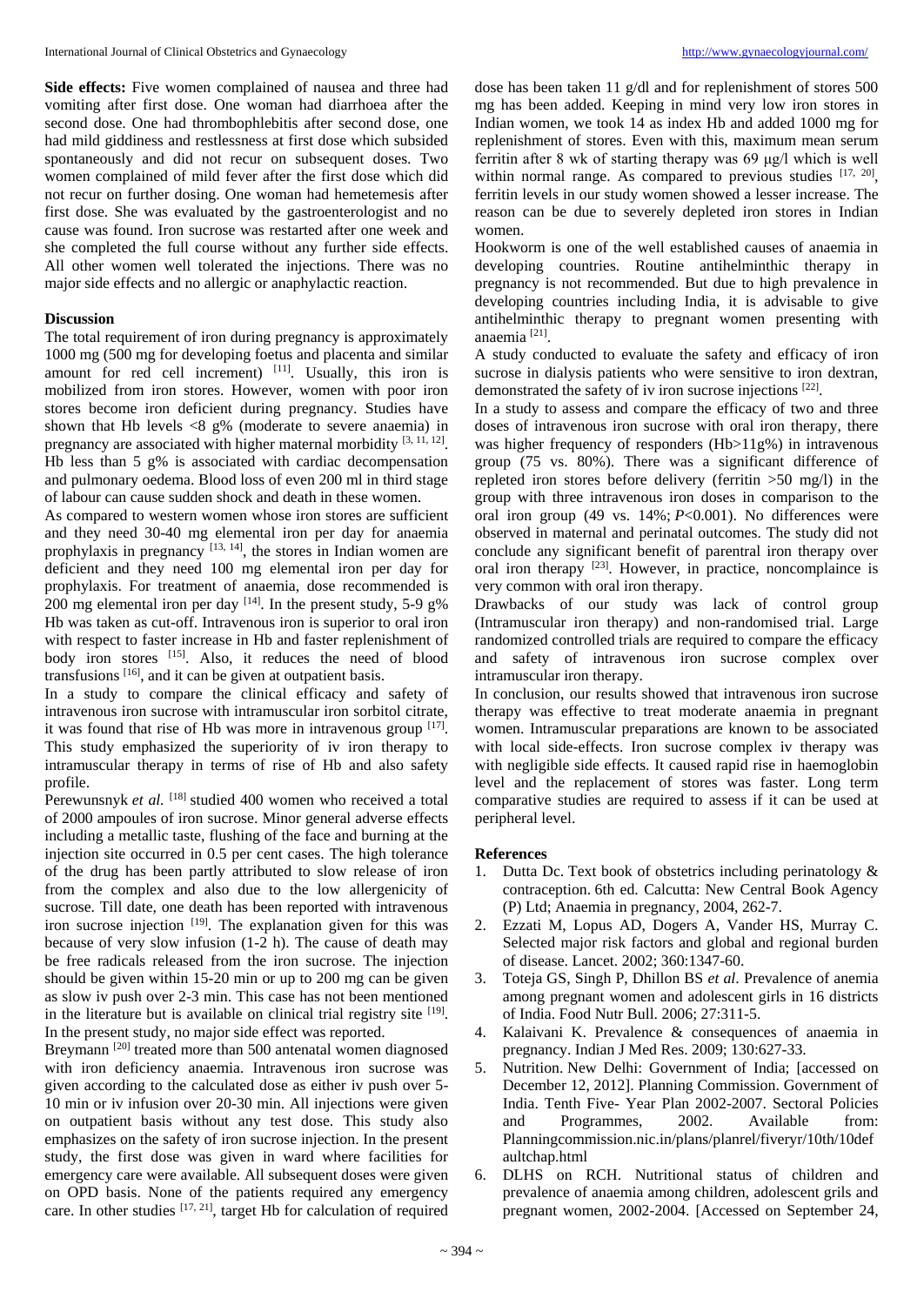**Side effects:** Five women complained of nausea and three had vomiting after first dose. One woman had diarrhoea after the second dose. One had thrombophlebitis after second dose, one had mild giddiness and restlessness at first dose which subsided spontaneously and did not recur on subsequent doses. Two women complained of mild fever after the first dose which did not recur on further dosing. One woman had hemetemesis after first dose. She was evaluated by the gastroenterologist and no cause was found. Iron sucrose was restarted after one week and she completed the full course without any further side effects. All other women well tolerated the injections. There was no major side effects and no allergic or anaphylactic reaction.

## Discussion

The total requirement of iron during pregnancy is approximately 1000 mg (500 mg for developing foetus and placenta and similar amount for red cell increment) [11]. Usually, this iron is mobilized from iron stores. However, women with poor iron stores become iron deficient during pregnancy. Studies have shown that Hb levels <8 g% (moderate to severe anaemia) in pregnancy are associated with higher maternal morbidity [3, 11, 12]. Hb less than 5 g% is associated with cardiac decompensation and pulmonary oedema. Blood loss of even 200 ml in third stage of labour can cause sudden shock and death in these women.

As compared to western women whose iron stores are sufficient and they need 30-40 mg elemental iron per day for anaemia prophylaxis in pregnancy [13, 14], the stores in Indian women are deficient and they need 100 mg elemental iron per day for prophylaxis. For treatment of anaemia, dose recommended is 200 mg elemental iron per day [14]. In the present study, 5-9 g% Hb was taken as cut-off. Intravenous iron is superior to oral iron with respect to faster increase in Hb and faster replenishment of body iron stores [15]. Also, it reduces the need of blood transfusions [16], and it can be given at outpatient basis.

In a study to compare the clinical efficacy and safety of intravenous iron sucrose with intramuscular iron sorbitol citrate, it was found that rise of Hb was more in intravenous group [17]. This study emphasized the superiority of iv iron therapy to intramuscular therapy in terms of rise of Hb and also safety profile.

Perewunsnyk *et al.* [18] studied 400 women who received a total of 2000 ampoules of iron sucrose. Minor general adverse effects including a metallic taste, flushing of the face and burning at the injection site occurred in 0.5 per cent cases. The high tolerance of the drug has been partly attributed to slow release of iron from the complex and also due to the low allergenicity of sucrose. Till date, one death has been reported with intravenous iron sucrose injection [19]. The explanation given for this was because of very slow infusion (1-2 h). The cause of death may be free radicals released from the iron sucrose. The injection should be given within 15-20 min or up to 200 mg can be given as slow iv push over 2-3 min. This case has not been mentioned in the literature but is available on clinical trial registry site [19]. In the present study, no major side effect was reported.

Breymann [20] treated more than 500 antenatal women diagnosed with iron deficiency anaemia. Intravenous iron sucrose was given according to the calculated dose as either iv push over 5-10 min or iv infusion over 20-30 min. All injections were given on outpatient basis without any test dose. This study also emphasizes on the safety of iron sucrose injection. In the present study, the first dose was given in ward where facilities for emergency care were available. All subsequent doses were given on OPD basis. None of the patients required any emergency care. In other studies [17, 21], target Hb for calculation of required dose has been taken 11 g/dl and for replenishment of stores 500 mg has been added. Keeping in mind very low iron stores in Indian women, we took 14 as index Hb and added 1000 mg for replenishment of stores. Even with this, maximum mean serum ferritin after 8 wk of starting therapy was 69 µg/l which is well within normal range. As compared to previous studies [17, 20], ferritin levels in our study women showed a lesser increase. The reason can be due to severely depleted iron stores in Indian women.

Hookworm is one of the well established causes of anaemia in developing countries. Routine antihelminthic therapy in pregnancy is not recommended. But due to high prevalence in developing countries including India, it is advisable to give antihelminthic therapy to pregnant women presenting with anaemia [21].

A study conducted to evaluate the safety and efficacy of iron sucrose in dialysis patients who were sensitive to iron dextran, demonstrated the safety of iv iron sucrose injections [22].

In a study to assess and compare the efficacy of two and three doses of intravenous iron sucrose with oral iron therapy, there was higher frequency of responders (Hb>11g%) in intravenous group (75 vs. 80%). There was a significant difference of repleted iron stores before delivery (ferritin >50 mg/l) in the group with three intravenous iron doses in comparison to the oral iron group (49 vs. 14%; $P<0.001$). No differences were observed in maternal and perinatal outcomes. The study did not conclude any significant benefit of parentral iron therapy over oral iron therapy [23]. However, in practice, noncomplaince is very common with oral iron therapy.

Drawbacks of our study was lack of control group (Intramuscular iron therapy) and non-randomised trial. Large randomized controlled trials are required to compare the efficacy and safety of intravenous iron sucrose complex over intramuscular iron therapy.

In conclusion, our results showed that intravenous iron sucrose therapy was effective to treat moderate anaemia in pregnant women. Intramuscular preparations are known to be associated with local side-effects. Iron sucrose complex iv therapy was with negligible side effects. It caused rapid rise in haemoglobin level and the replacement of stores was faster. Long term comparative studies are required to assess if it can be used at peripheral level.

## References

1. Dutta Dc. Text book of obstetrics including perinatology & contraception. 6th ed. Calcutta: New Central Book Agency (P) Ltd; Anaemia in pregnancy, 2004, 262-7.
2. Ezzati M, Lopus AD, Dogers A, Vander HS, Murray C. Selected major risk factors and global and regional burden of disease. Lancet. 2002; 360:1347-60.
3. Toteja GS, Singh P, Dhillon BS *et al*. Prevalence of anemia among pregnant women and adolescent girls in 16 districts of India. Food Nutr Bull. 2006; 27:311-5.
4. Kalaivani K. Prevalence & consequences of anaemia in pregnancy. Indian J Med Res. 2009; 130:627-33.
5. Nutrition. New Delhi: Government of India; [accessed on December 12, 2012]. Planning Commission. Government of India. Tenth Five- Year Plan 2002-2007. Sectoral Policies and Programmes, 2002. Available from: Planningcommission.nic.in/plans/planrel/fiveyr/10th/10defaultchap.html
6. DLHS on RCH. Nutritional status of children and prevalence of anaemia among children, adolescent grils and pregnant women, 2002-2004. [Accessed on September 24,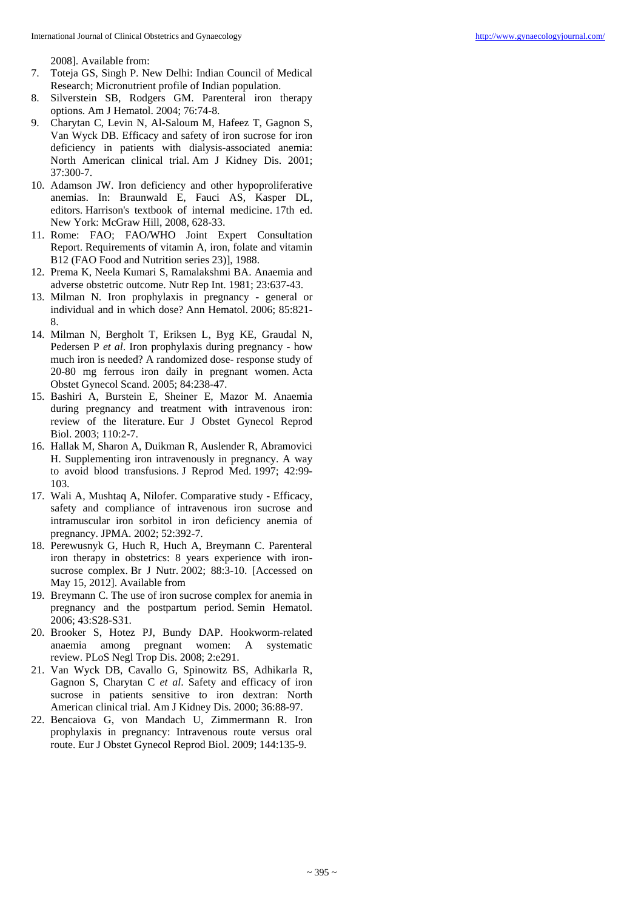2008]. Available from:

7. Toteja GS, Singh P. New Delhi: Indian Council of Medical Research; Micronutrient profile of Indian population.
8. Silverstein SB, Rodgers GM. Parenteral iron therapy options. Am J Hematol. 2004; 76:74-8.
9. Charytan C, Levin N, Al-Saloum M, Hafeez T, Gagnon S, Van Wyck DB. Efficacy and safety of iron sucrose for iron deficiency in patients with dialysis-associated anemia: North American clinical trial. Am J Kidney Dis. 2001; 37:300-7.
10. Adamson JW. Iron deficiency and other hypoproliferative anemias. In: Braunwald E, Fauci AS, Kasper DL, editors. Harrison's textbook of internal medicine. 17th ed. New York: McGraw Hill, 2008, 628-33.
11. Rome: FAO; FAO/WHO Joint Expert Consultation Report. Requirements of vitamin A, iron, folate and vitamin B12 (FAO Food and Nutrition series 23)], 1988.
12. Prema K, Neela Kumari S, Ramalakshmi BA. Anaemia and adverse obstetric outcome. Nutr Rep Int. 1981; 23:637-43.
13. Milman N. Iron prophylaxis in pregnancy - general or individual and in which dose? Ann Hematol. 2006; 85:821-8.
14. Milman N, Bergholt T, Eriksen L, Byg KE, Graudal N, Pedersen P *et al*. Iron prophylaxis during pregnancy - how much iron is needed? A randomized dose- response study of 20-80 mg ferrous iron daily in pregnant women. Acta Obstet Gynecol Scand. 2005; 84:238-47.
15. Bashiri A, Burstein E, Sheiner E, Mazor M. Anaemia during pregnancy and treatment with intravenous iron: review of the literature. Eur J Obstet Gynecol Reprod Biol. 2003; 110:2-7.
16. Hallak M, Sharon A, Duikman R, Auslender R, Abramovici H. Supplementing iron intravenously in pregnancy. A way to avoid blood transfusions. J Reprod Med. 1997; 42:99-103.
17. Wali A, Mushtaq A, Nilofer. Comparative study - Efficacy, safety and compliance of intravenous iron sucrose and intramuscular iron sorbitol in iron deficiency anemia of pregnancy. JPMA. 2002; 52:392-7.
18. Perewusnyk G, Huch R, Huch A, Breymann C. Parenteral iron therapy in obstetrics: 8 years experience with iron-sucrose complex. Br J Nutr. 2002; 88:3-10. [Accessed on May 15, 2012]. Available from
19. Breymann C. The use of iron sucrose complex for anemia in pregnancy and the postpartum period. Semin Hematol. 2006; 43:S28-S31.
20. Brooker S, Hotez PJ, Bundy DAP. Hookworm-related anaemia among pregnant women: A systematic review. PLoS Negl Trop Dis. 2008; 2:e291.
21. Van Wyck DB, Cavallo G, Spinowitz BS, Adhikarla R, Gagnon S, Charytan C *et al*. Safety and efficacy of iron sucrose in patients sensitive to iron dextran: North American clinical trial. Am J Kidney Dis. 2000; 36:88-97.
22. Bencaiova G, von Mandach U, Zimmermann R. Iron prophylaxis in pregnancy: Intravenous route versus oral route. Eur J Obstet Gynecol Reprod Biol. 2009; 144:135-9.